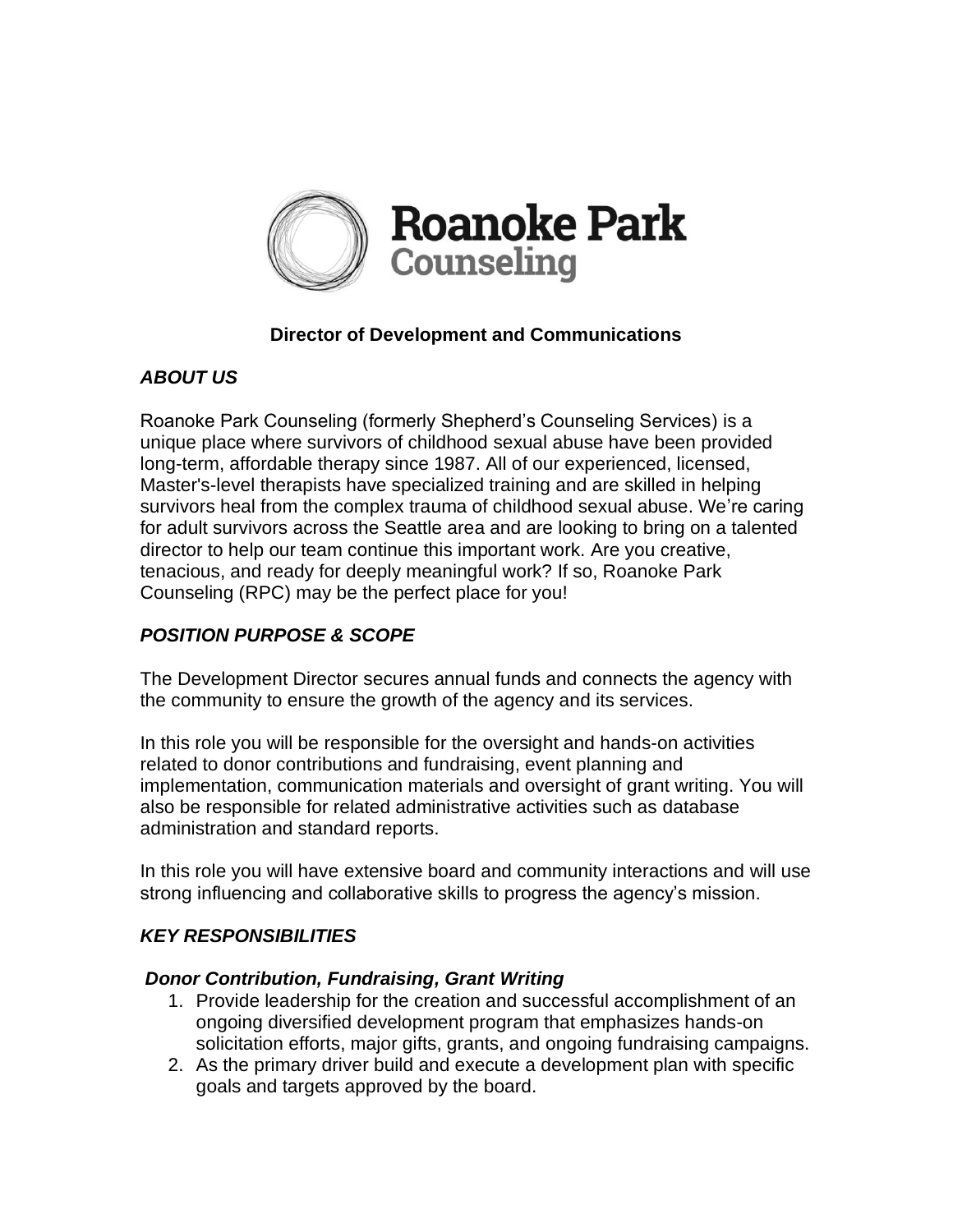Roanoke Park Counseling

# Director of Development and Communications

## *ABOUT US*

Roanoke Park Counseling (formerly Shepherd's Counseling Services) is a unique place where survivors of childhood sexual abuse have been provided long-term, affordable therapy since 1987. All of our experienced, licensed, Master's-level therapists have specialized training and are skilled in helping survivors heal from the complex trauma of childhood sexual abuse. We're caring for adult survivors across the Seattle area and are looking to bring on a talented director to help our team continue this important work. Are you creative, tenacious, and ready for deeply meaningful work? If so, Roanoke Park Counseling (RPC) may be the perfect place for you!

## *POSITION PURPOSE & SCOPE*

The Development Director secures annual funds and connects the agency with the community to ensure the growth of the agency and its services.

In this role you will be responsible for the oversight and hands-on activities related to donor contributions and fundraising, event planning and implementation, communication materials and oversight of grant writing. You will also be responsible for related administrative activities such as database administration and standard reports.

In this role you will have extensive board and community interactions and will use strong influencing and collaborative skills to progress the agency's mission.

## *KEY RESPONSIBILITIES*

### *Donor Contribution, Fundraising, Grant Writing*

1. Provide leadership for the creation and successful accomplishment of an ongoing diversified development program that emphasizes hands-on solicitation efforts, major gifts, grants, and ongoing fundraising campaigns.
2. As the primary driver build and execute a development plan with specific goals and targets approved by the board.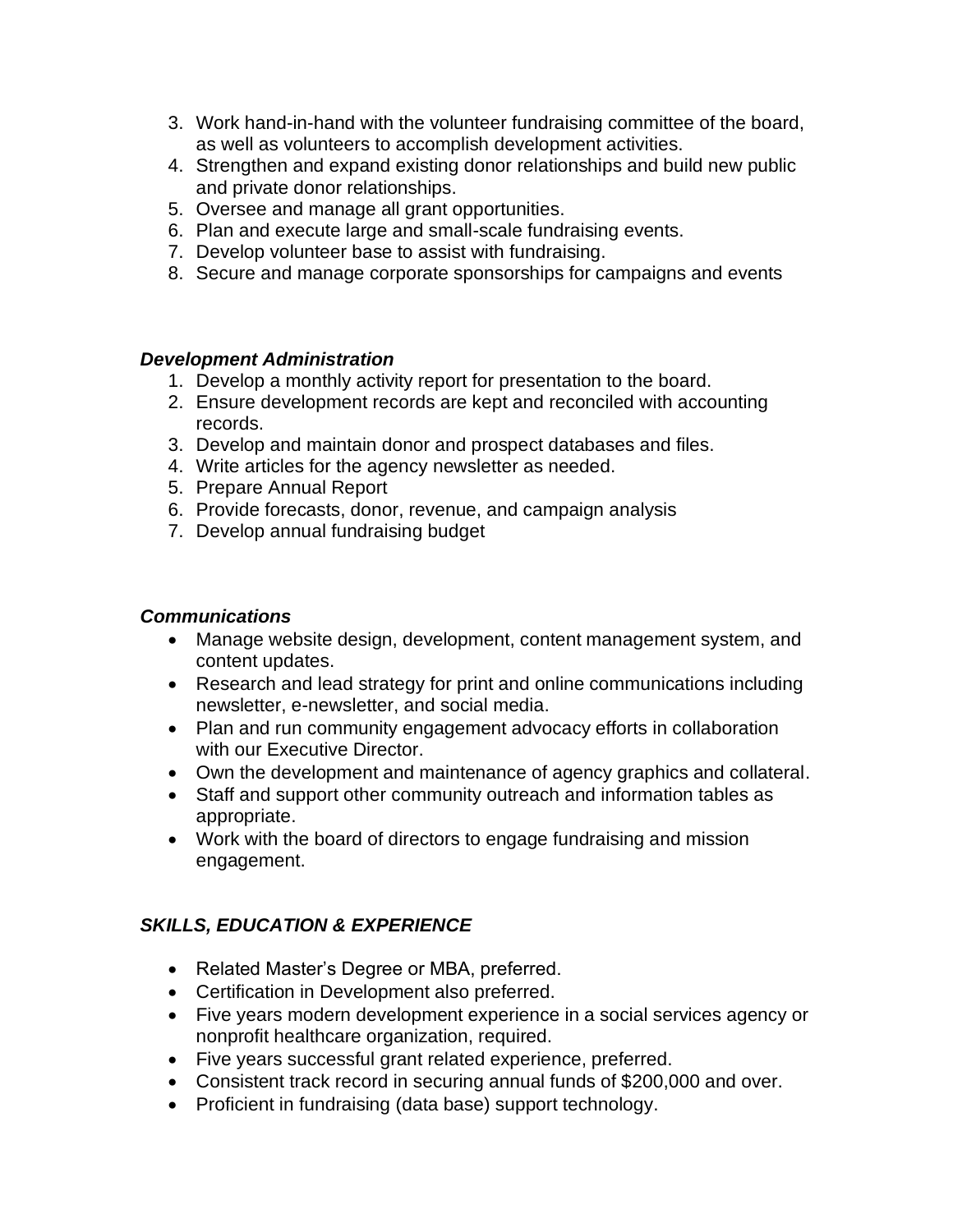3. Work hand-in-hand with the volunteer fundraising committee of the board, as well as volunteers to accomplish development activities.
4. Strengthen and expand existing donor relationships and build new public and private donor relationships.
5. Oversee and manage all grant opportunities.
6. Plan and execute large and small-scale fundraising events.
7. Develop volunteer base to assist with fundraising.
8. Secure and manage corporate sponsorships for campaigns and events

***Development Administration***

1. Develop a monthly activity report for presentation to the board.
2. Ensure development records are kept and reconciled with accounting records.
3. Develop and maintain donor and prospect databases and files.
4. Write articles for the agency newsletter as needed.
5. Prepare Annual Report
6. Provide forecasts, donor, revenue, and campaign analysis
7. Develop annual fundraising budget

***Communications***

- Manage website design, development, content management system, and content updates.
- Research and lead strategy for print and online communications including newsletter, e-newsletter, and social media.
- Plan and run community engagement advocacy efforts in collaboration with our Executive Director.
- Own the development and maintenance of agency graphics and collateral.
- Staff and support other community outreach and information tables as appropriate.
- Work with the board of directors to engage fundraising and mission engagement.

***SKILLS, EDUCATION & EXPERIENCE***

- Related Master's Degree or MBA, preferred.
- Certification in Development also preferred.
- Five years modern development experience in a social services agency or nonprofit healthcare organization, required.
- Five years successful grant related experience, preferred.
- Consistent track record in securing annual funds of $200,000 and over.
- Proficient in fundraising (data base) support technology.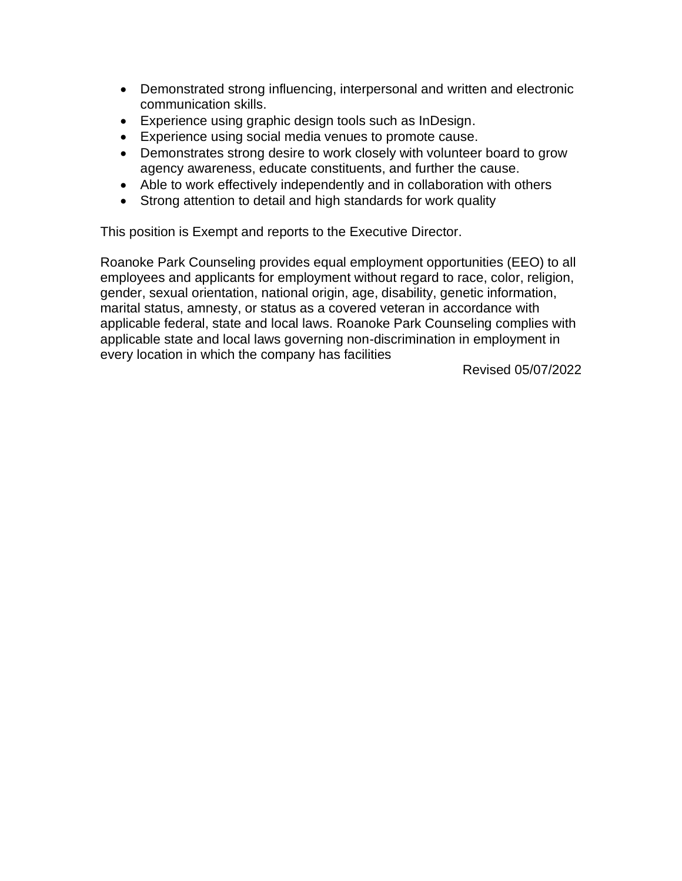- Demonstrated strong influencing, interpersonal and written and electronic communication skills.
- Experience using graphic design tools such as InDesign.
- Experience using social media venues to promote cause.
- Demonstrates strong desire to work closely with volunteer board to grow agency awareness, educate constituents, and further the cause.
- Able to work effectively independently and in collaboration with others
- Strong attention to detail and high standards for work quality

This position is Exempt and reports to the Executive Director.

Roanoke Park Counseling provides equal employment opportunities (EEO) to all employees and applicants for employment without regard to race, color, religion, gender, sexual orientation, national origin, age, disability, genetic information, marital status, amnesty, or status as a covered veteran in accordance with applicable federal, state and local laws. Roanoke Park Counseling complies with applicable state and local laws governing non-discrimination in employment in every location in which the company has facilities

Revised 05/07/2022